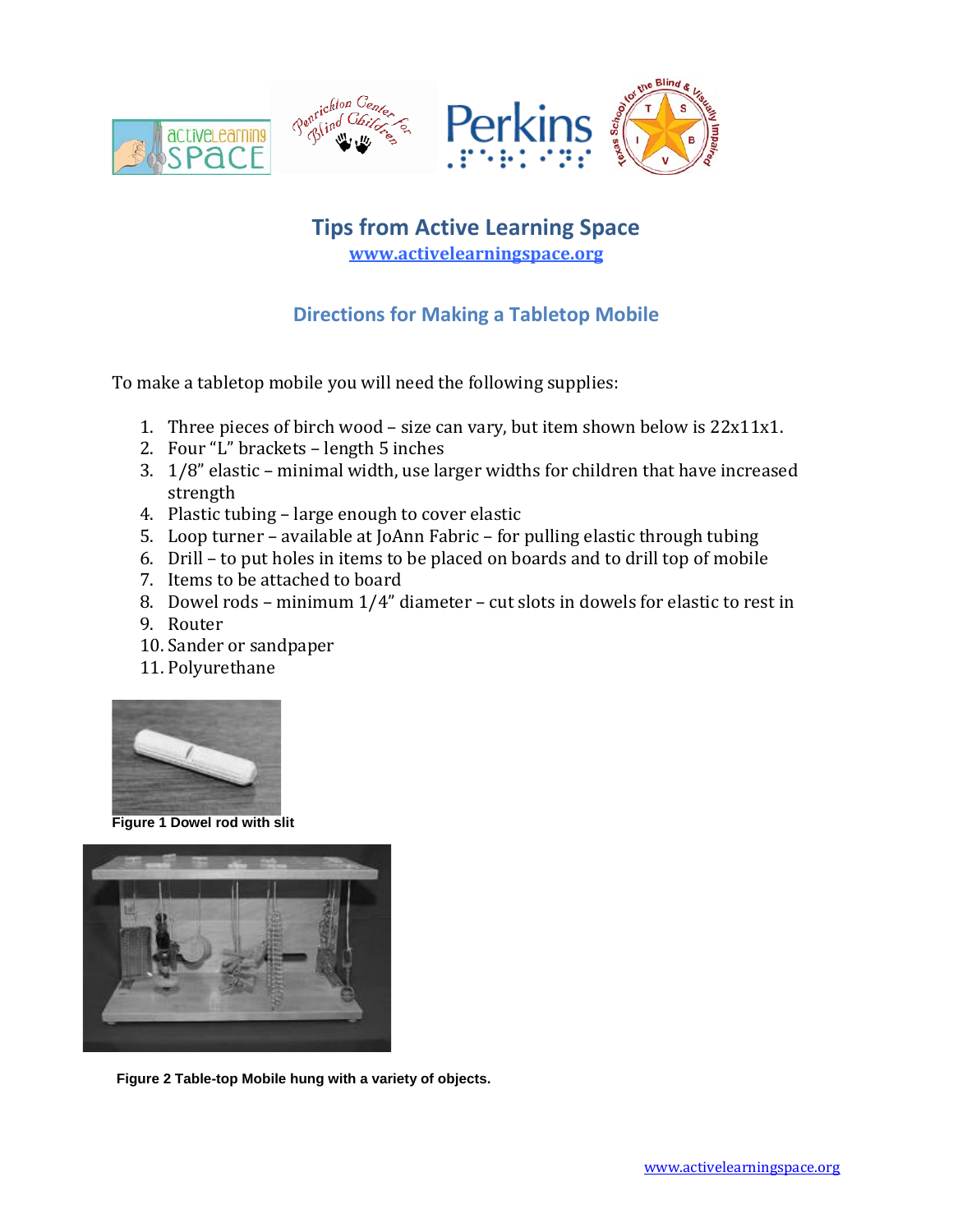# Tips from Active Learning Space

www.activelearningspace.org

## Directions for Making a Tabletop Mobile

To make a tabletop mobile you will need the following supplies:

1. Three pieces of birch wood – size can vary, but item shown below is 22x11x1.
2. Four "L" brackets – length 5 inches
3. 1/8" elastic – minimal width, use larger widths for children that have increased strength
4. Plastic tubing – large enough to cover elastic
5. Loop turner – available at JoAnn Fabric – for pulling elastic through tubing
6. Drill – to put holes in items to be placed on boards and to drill top of mobile
7. Items to be attached to board
8. Dowel rods – minimum 1/4" diameter – cut slots in dowels for elastic to rest in
9. Router
10. Sander or sandpaper
11. Polyurethane

**Figure 1 Dowel rod with slit**

**Figure 2 Table-top Mobile hung with a variety of objects.**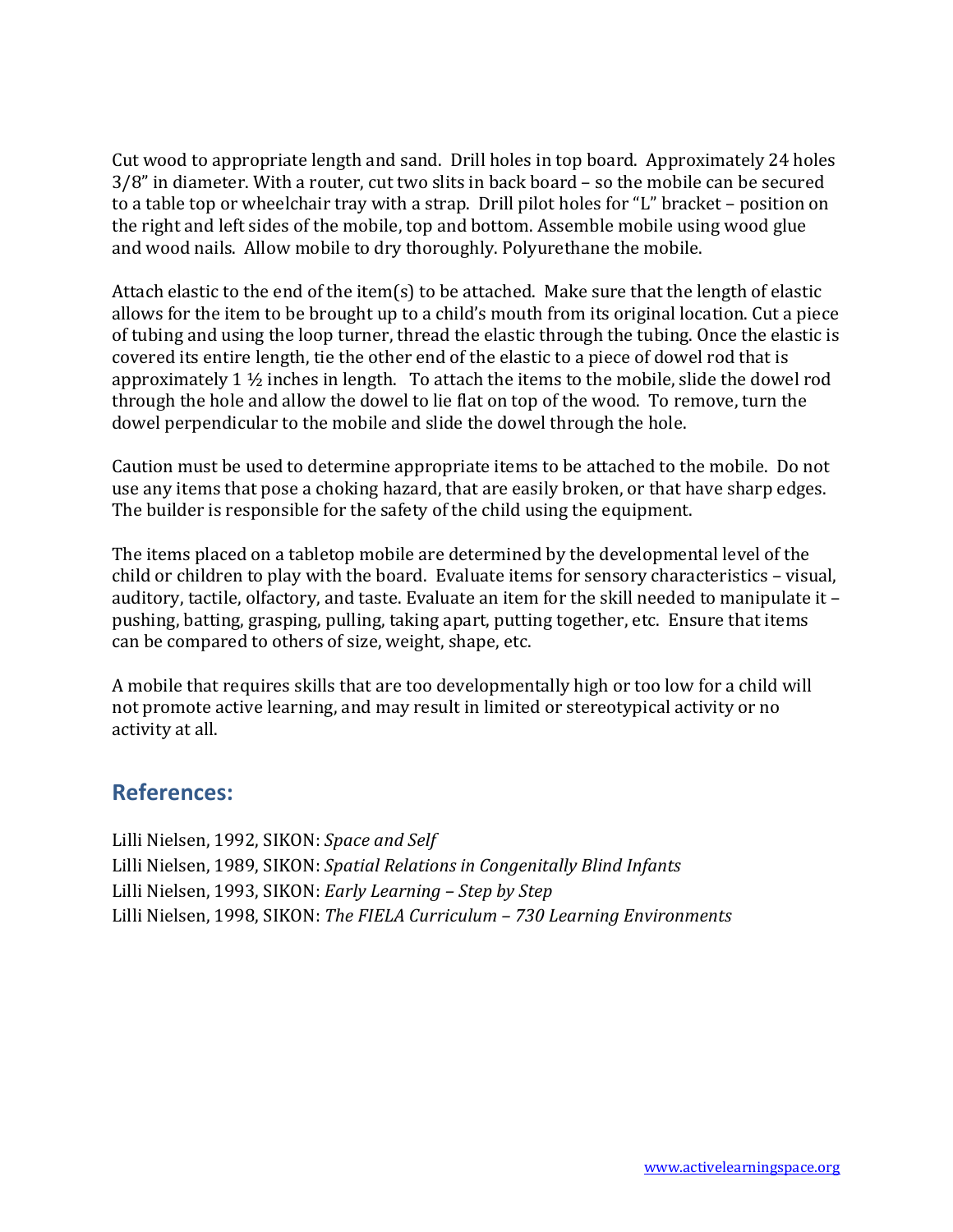Cut wood to appropriate length and sand. Drill holes in top board. Approximately 24 holes 3/8" in diameter. With a router, cut two slits in back board – so the mobile can be secured to a table top or wheelchair tray with a strap. Drill pilot holes for "L" bracket – position on the right and left sides of the mobile, top and bottom. Assemble mobile using wood glue and wood nails. Allow mobile to dry thoroughly. Polyurethane the mobile.

Attach elastic to the end of the item(s) to be attached. Make sure that the length of elastic allows for the item to be brought up to a child's mouth from its original location. Cut a piece of tubing and using the loop turner, thread the elastic through the tubing. Once the elastic is covered its entire length, tie the other end of the elastic to a piece of dowel rod that is approximately 1 ½ inches in length. To attach the items to the mobile, slide the dowel rod through the hole and allow the dowel to lie flat on top of the wood. To remove, turn the dowel perpendicular to the mobile and slide the dowel through the hole.

Caution must be used to determine appropriate items to be attached to the mobile. Do not use any items that pose a choking hazard, that are easily broken, or that have sharp edges. The builder is responsible for the safety of the child using the equipment.

The items placed on a tabletop mobile are determined by the developmental level of the child or children to play with the board. Evaluate items for sensory characteristics – visual, auditory, tactile, olfactory, and taste. Evaluate an item for the skill needed to manipulate it – pushing, batting, grasping, pulling, taking apart, putting together, etc. Ensure that items can be compared to others of size, weight, shape, etc.

A mobile that requires skills that are too developmentally high or too low for a child will not promote active learning, and may result in limited or stereotypical activity or no activity at all.

## References:

Lilli Nielsen, 1992, SIKON: *Space and Self*
Lilli Nielsen, 1989, SIKON: *Spatial Relations in Congenitally Blind Infants*
Lilli Nielsen, 1993, SIKON: *Early Learning – Step by Step*
Lilli Nielsen, 1998, SIKON: *The FIELA Curriculum – 730 Learning Environments*

www.activelearningspace.org